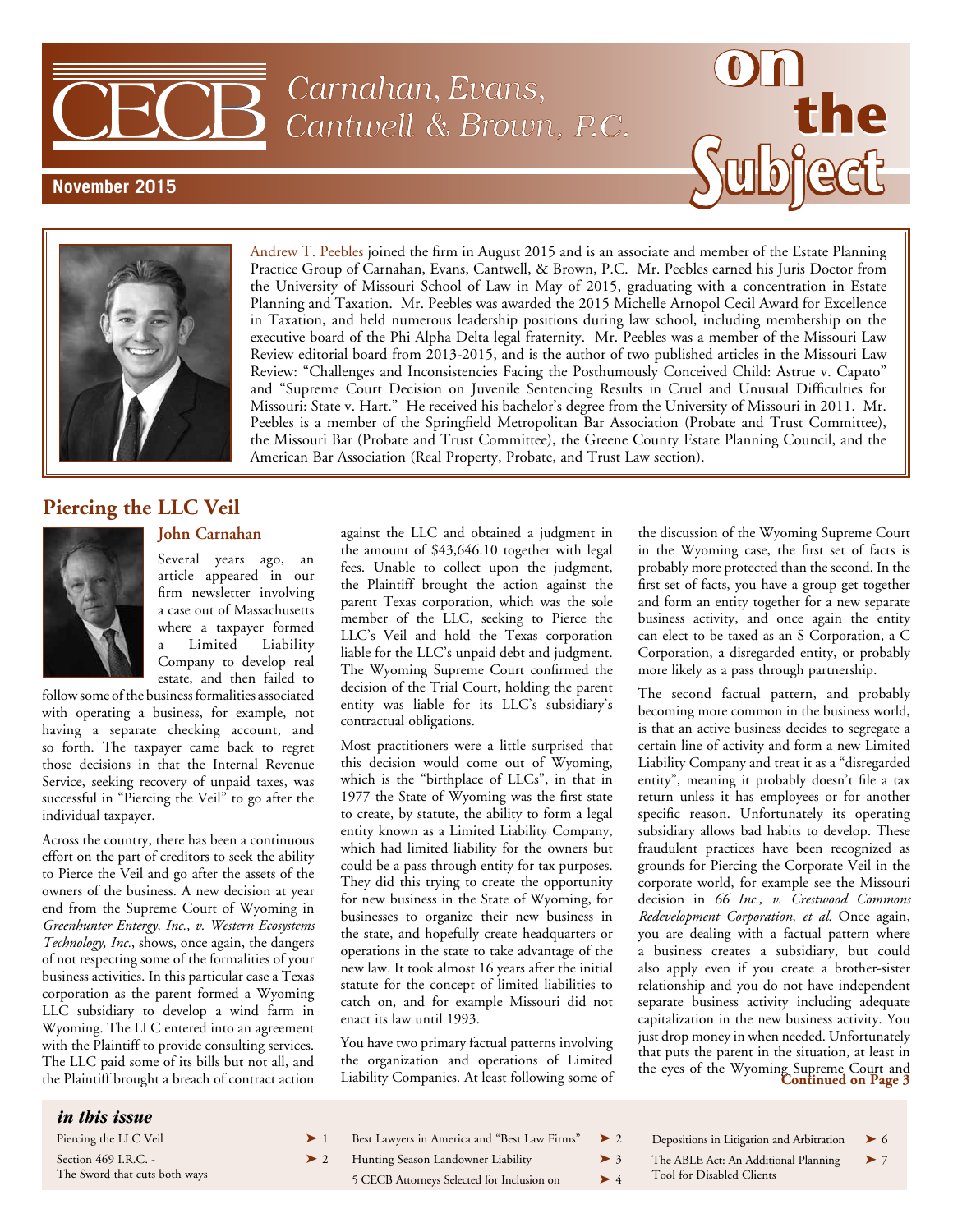# Carnahan, Evans, Cantwell & Brown, P.C.

# on the Subject

**November 2015**

Andrew T. Peebles joined the firm in August 2015 and is an associate and member of the Estate Planning Practice Group of Carnahan, Evans, Cantwell, & Brown, P.C. Mr. Peebles earned his Juris Doctor from the University of Missouri School of Law in May of 2015, graduating with a concentration in Estate Planning and Taxation. Mr. Peebles was awarded the 2015 Michelle Arnopol Cecil Award for Excellence in Taxation, and held numerous leadership positions during law school, including membership on the executive board of the Phi Alpha Delta legal fraternity. Mr. Peebles was a member of the Missouri Law Review editorial board from 2013-2015, and is the author of two published articles in the Missouri Law Review: "Challenges and Inconsistencies Facing the Posthumously Conceived Child: Astrue v. Capato" and "Supreme Court Decision on Juvenile Sentencing Results in Cruel and Unusual Difficulties for Missouri: State v. Hart." He received his bachelor's degree from the University of Missouri in 2011. Mr. Peebles is a member of the Springfield Metropolitan Bar Association (Probate and Trust Committee), the Missouri Bar (Probate and Trust Committee), the Greene County Estate Planning Council, and the American Bar Association (Real Property, Probate, and Trust Law section).

## Piercing the LLC Veil

**John Carnahan**

Several years ago, an article appeared in our firm newsletter involving a case out of Massachusetts where a taxpayer formed a Limited Liability Company to develop real estate, and then failed to follow some of the business formalities associated with operating a business, for example, not having a separate checking account, and so forth. The taxpayer came back to regret those decisions in that the Internal Revenue Service, seeking recovery of unpaid taxes, was successful in "Piercing the Veil" to go after the individual taxpayer.

Across the country, there has been a continuous effort on the part of creditors to seek the ability to Pierce the Veil and go after the assets of the owners of the business. A new decision at year end from the Supreme Court of Wyoming in *Greenhunter Entergy, Inc., v. Western Ecosystems Technology, Inc.*, shows, once again, the dangers of not respecting some of the formalities of your business activities. In this particular case a Texas corporation as the parent formed a Wyoming LLC subsidiary to develop a wind farm in Wyoming. The LLC entered into an agreement with the Plaintiff to provide consulting services. The LLC paid some of its bills but not all, and the Plaintiff brought a breach of contract action against the LLC and obtained a judgment in the amount of $43,646.10 together with legal fees. Unable to collect upon the judgment, the Plaintiff brought the action against the parent Texas corporation, which was the sole member of the LLC, seeking to Pierce the LLC's Veil and hold the Texas corporation liable for the LLC's unpaid debt and judgment. The Wyoming Supreme Court confirmed the decision of the Trial Court, holding the parent entity was liable for its LLC's subsidiary's contractual obligations.

Most practitioners were a little surprised that this decision would come out of Wyoming, which is the "birthplace of LLCs", in that in 1977 the State of Wyoming was the first state to create, by statute, the ability to form a legal entity known as a Limited Liability Company, which had limited liability for the owners but could be a pass through entity for tax purposes. They did this trying to create the opportunity for new business in the State of Wyoming, for businesses to organize their new business in the state, and hopefully create headquarters or operations in the state to take advantage of the new law. It took almost 16 years after the initial statute for the concept of limited liabilities to catch on, and for example Missouri did not enact its law until 1993.

You have two primary factual patterns involving the organization and operations of Limited Liability Companies. At least following some of the discussion of the Wyoming Supreme Court in the Wyoming case, the first set of facts is probably more protected than the second. In the first set of facts, you have a group get together and form an entity together for a new separate business activity, and once again the entity can elect to be taxed as an S Corporation, a C Corporation, a disregarded entity, or probably more likely as a pass through partnership.

The second factual pattern, and probably becoming more common in the business world, is that an active business decides to segregate a certain line of activity and form a new Limited Liability Company and treat it as a "disregarded entity", meaning it probably doesn't file a tax return unless it has employees or for another specific reason. Unfortunately its operating subsidiary allows bad habits to develop. These fraudulent practices have been recognized as grounds for Piercing the Corporate Veil in the corporate world, for example see the Missouri decision in *66 Inc., v. Crestwood Commons Redevelopment Corporation, et al*. Once again, you are dealing with a factual pattern where a business creates a subsidiary, but could also apply even if you create a brother-sister relationship and you do not have independent separate business activity including adequate capitalization in the new business activity. You just drop money in when needed. Unfortunately that puts the parent in the situation, at least in the eyes of the Wyoming Supreme Court and

**Continued on Page 3**

### *in this issue*

| | |
|---|---|
| Piercing the LLC Veil | ➤ 1 |
| Section 469 I.R.C. - The Sword that cuts both ways | ➤ 2 |
| Best Lawyers in America and "Best Law Firms" | ➤ 2 |
| Hunting Season Landowner Liability | ➤ 3 |
| 5 CECB Attorneys Selected for Inclusion on | ➤ 4 |
| Depositions in Litigation and Arbitration | ➤ 6 |
| The ABLE Act: An Additional Planning Tool for Disabled Clients | ➤ 7 |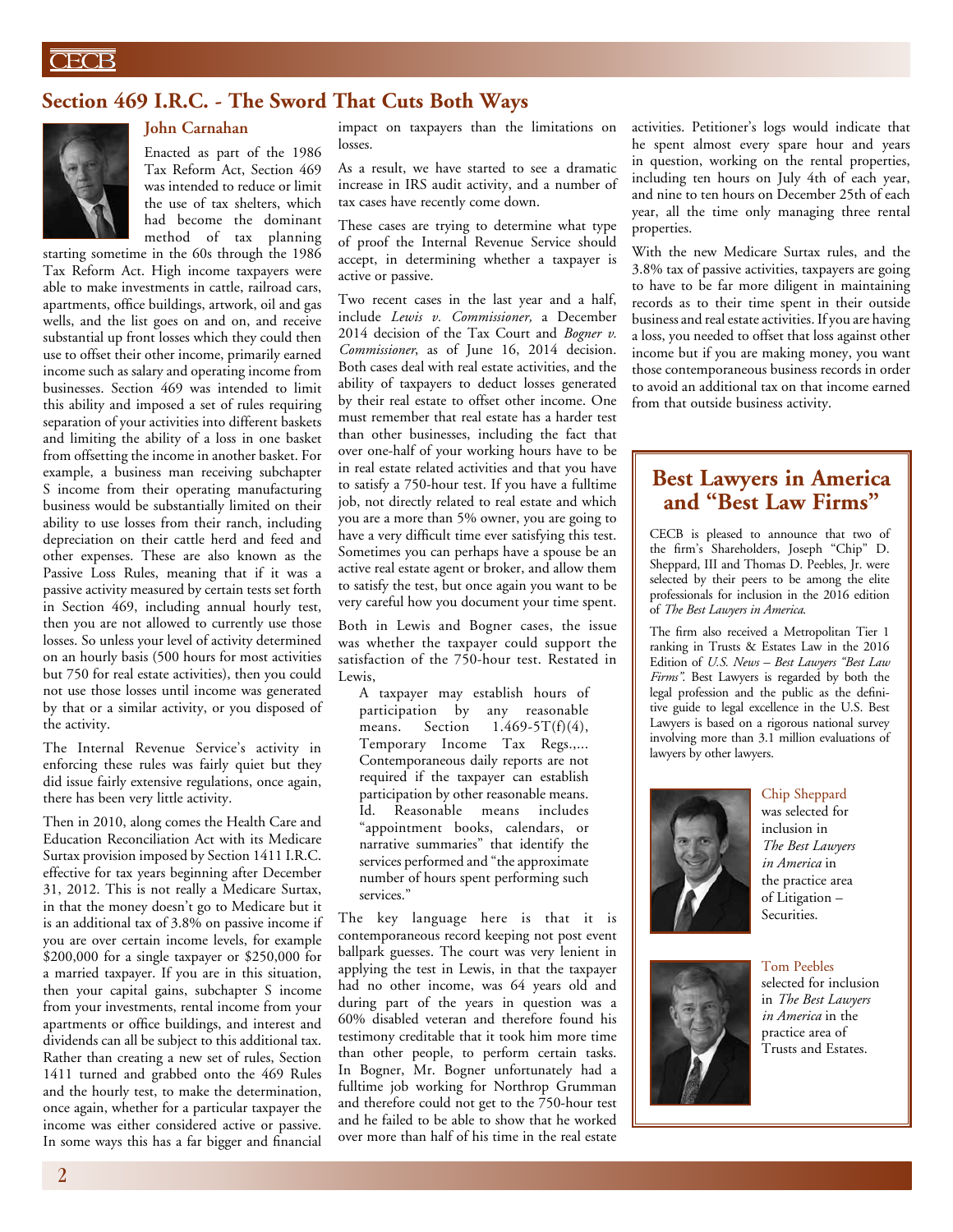## Section 469 I.R.C. - The Sword That Cuts Both Ways

**John Carnahan**

Enacted as part of the 1986 Tax Reform Act, Section 469 was intended to reduce or limit the use of tax shelters, which had become the dominant method of tax planning starting sometime in the 60s through the 1986 Tax Reform Act. High income taxpayers were able to make investments in cattle, railroad cars, apartments, office buildings, artwork, oil and gas wells, and the list goes on and on, and receive substantial up front losses which they could then use to offset their other income, primarily earned income such as salary and operating income from businesses. Section 469 was intended to limit this ability and imposed a set of rules requiring separation of your activities into different baskets and limiting the ability of a loss in one basket from offsetting the income in another basket. For example, a business man receiving subchapter S income from their operating manufacturing business would be substantially limited on their ability to use losses from their ranch, including depreciation on their cattle herd and feed and other expenses. These are also known as the Passive Loss Rules, meaning that if it was a passive activity measured by certain tests set forth in Section 469, including annual hourly test, then you are not allowed to currently use those losses. So unless your level of activity determined on an hourly basis (500 hours for most activities but 750 for real estate activities), then you could not use those losses until income was generated by that or a similar activity, or you disposed of the activity.

The Internal Revenue Service's activity in enforcing these rules was fairly quiet but they did issue fairly extensive regulations, once again, there has been very little activity.

Then in 2010, along comes the Health Care and Education Reconciliation Act with its Medicare Surtax provision imposed by Section 1411 I.R.C. effective for tax years beginning after December 31, 2012. This is not really a Medicare Surtax, in that the money doesn't go to Medicare but it is an additional tax of 3.8% on passive income if you are over certain income levels, for example $200,000 for a single taxpayer or $250,000 for a married taxpayer. If you are in this situation, then your capital gains, subchapter S income from your investments, rental income from your apartments or office buildings, and interest and dividends can all be subject to this additional tax. Rather than creating a new set of rules, Section 1411 turned and grabbed onto the 469 Rules and the hourly test, to make the determination, once again, whether for a particular taxpayer the income was either considered active or passive. In some ways this has a far bigger and financial impact on taxpayers than the limitations on losses.

As a result, we have started to see a dramatic increase in IRS audit activity, and a number of tax cases have recently come down.

These cases are trying to determine what type of proof the Internal Revenue Service should accept, in determining whether a taxpayer is active or passive.

Two recent cases in the last year and a half, include *Lewis v. Commissioner,* a December 2014 decision of the Tax Court and *Bogner v. Commissioner*, as of June 16, 2014 decision. Both cases deal with real estate activities, and the ability of taxpayers to deduct losses generated by their real estate to offset other income. One must remember that real estate has a harder test than other businesses, including the fact that over one-half of your working hours have to be in real estate related activities and that you have to satisfy a 750-hour test. If you have a fulltime job, not directly related to real estate and which you are a more than 5% owner, you are going to have a very difficult time ever satisfying this test. Sometimes you can perhaps have a spouse be an active real estate agent or broker, and allow them to satisfy the test, but once again you want to be very careful how you document your time spent.

Both in Lewis and Bogner cases, the issue was whether the taxpayer could support the satisfaction of the 750-hour test. Restated in Lewis,

> A taxpayer may establish hours of participation by any reasonable means. Section 1.469-5T(f)(4), Temporary Income Tax Regs.,... Contemporaneous daily reports are not required if the taxpayer can establish participation by other reasonable means. Id. Reasonable means includes "appointment books, calendars, or narrative summaries" that identify the services performed and "the approximate number of hours spent performing such services."

The key language here is that it is contemporaneous record keeping not post event ballpark guesses. The court was very lenient in applying the test in Lewis, in that the taxpayer had no other income, was 64 years old and during part of the years in question was a 60% disabled veteran and therefore found his testimony creditable that it took him more time than other people, to perform certain tasks. In Bogner, Mr. Bogner unfortunately had a fulltime job working for Northrop Grumman and therefore could not get to the 750-hour test and he failed to be able to show that he worked over more than half of his time in the real estate activities. Petitioner's logs would indicate that he spent almost every spare hour and years in question, working on the rental properties, including ten hours on July 4th of each year, and nine to ten hours on December 25th of each year, all the time only managing three rental properties.

With the new Medicare Surtax rules, and the 3.8% tax of passive activities, taxpayers are going to have to be far more diligent in maintaining records as to their time spent in their outside business and real estate activities. If you are having a loss, you needed to offset that loss against other income but if you are making money, you want those contemporaneous business records in order to avoid an additional tax on that income earned from that outside business activity.

## Best Lawyers in America and "Best Law Firms"

CECB is pleased to announce that two of the firm's Shareholders, Joseph "Chip" D. Sheppard, III and Thomas D. Peebles, Jr. were selected by their peers to be among the elite professionals for inclusion in the 2016 edition of *The Best Lawyers in America.*

The firm also received a Metropolitan Tier 1 ranking in Trusts & Estates Law in the 2016 Edition of *U.S. News – Best Lawyers "Best Law Firms".* Best Lawyers is regarded by both the legal profession and the public as the definitive guide to legal excellence in the U.S. Best Lawyers is based on a rigorous national survey involving more than 3.1 million evaluations of lawyers by other lawyers.

Chip Sheppard was selected for inclusion in *The Best Lawyers in America* in the practice area of Litigation – Securities.

Tom Peebles selected for inclusion in *The Best Lawyers in America* in the practice area of Trusts and Estates.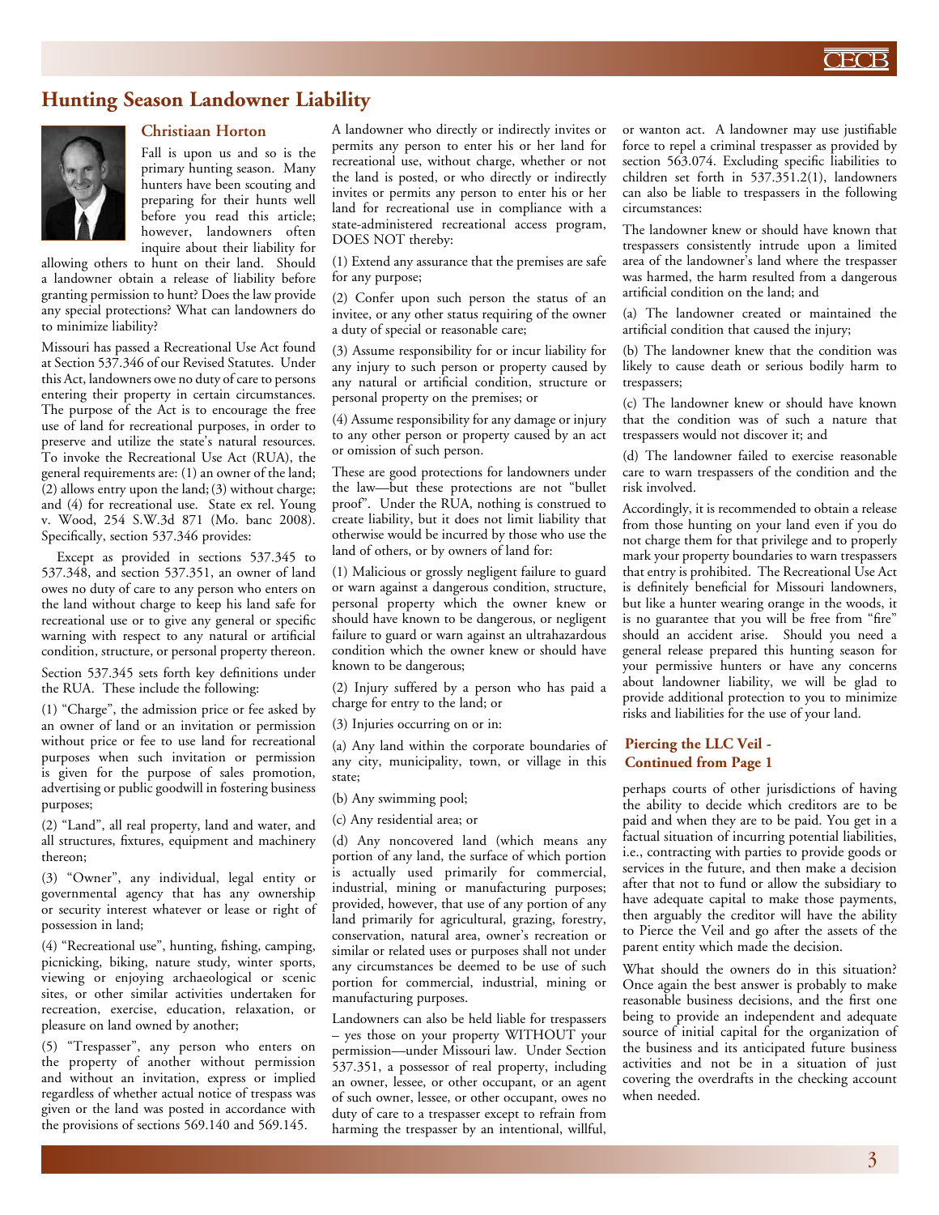# Hunting Season Landowner Liability

### Christiaan Horton

Fall is upon us and so is the primary hunting season. Many hunters have been scouting and preparing for their hunts well before you read this article; however, landowners often inquire about their liability for allowing others to hunt on their land. Should a landowner obtain a release of liability before granting permission to hunt? Does the law provide any special protections? What can landowners do to minimize liability?

Missouri has passed a Recreational Use Act found at Section 537.346 of our Revised Statutes. Under this Act, landowners owe no duty of care to persons entering their property in certain circumstances. The purpose of the Act is to encourage the free use of land for recreational purposes, in order to preserve and utilize the state's natural resources. To invoke the Recreational Use Act (RUA), the general requirements are: (1) an owner of the land; (2) allows entry upon the land; (3) without charge; and (4) for recreational use. State ex rel. Young v. Wood, 254 S.W.3d 871 (Mo. banc 2008). Specifically, section 537.346 provides:

Except as provided in sections 537.345 to 537.348, and section 537.351, an owner of land owes no duty of care to any person who enters on the land without charge to keep his land safe for recreational use or to give any general or specific warning with respect to any natural or artificial condition, structure, or personal property thereon.

Section 537.345 sets forth key definitions under the RUA. These include the following:

(1) "Charge", the admission price or fee asked by an owner of land or an invitation or permission without price or fee to use land for recreational purposes when such invitation or permission is given for the purpose of sales promotion, advertising or public goodwill in fostering business purposes;

(2) "Land", all real property, land and water, and all structures, fixtures, equipment and machinery thereon;

(3) "Owner", any individual, legal entity or governmental agency that has any ownership or security interest whatever or lease or right of possession in land;

(4) "Recreational use", hunting, fishing, camping, picnicking, biking, nature study, winter sports, viewing or enjoying archaeological or scenic sites, or other similar activities undertaken for recreation, exercise, education, relaxation, or pleasure on land owned by another;

(5) "Trespasser", any person who enters on the property of another without permission and without an invitation, express or implied regardless of whether actual notice of trespass was given or the land was posted in accordance with the provisions of sections 569.140 and 569.145.

A landowner who directly or indirectly invites or permits any person to enter his or her land for recreational use, without charge, whether or not the land is posted, or who directly or indirectly invites or permits any person to enter his or her land for recreational use in compliance with a state-administered recreational access program, DOES NOT thereby:

(1) Extend any assurance that the premises are safe for any purpose;

(2) Confer upon such person the status of an invitee, or any other status requiring of the owner a duty of special or reasonable care;

(3) Assume responsibility for or incur liability for any injury to such person or property caused by any natural or artificial condition, structure or personal property on the premises; or

(4) Assume responsibility for any damage or injury to any other person or property caused by an act or omission of such person.

These are good protections for landowners under the law—but these protections are not "bullet proof". Under the RUA, nothing is construed to create liability, but it does not limit liability that otherwise would be incurred by those who use the land of others, or by owners of land for:

(1) Malicious or grossly negligent failure to guard or warn against a dangerous condition, structure, personal property which the owner knew or should have known to be dangerous, or negligent failure to guard or warn against an ultrahazardous condition which the owner knew or should have known to be dangerous;

(2) Injury suffered by a person who has paid a charge for entry to the land; or

(3) Injuries occurring on or in:

(a) Any land within the corporate boundaries of any city, municipality, town, or village in this state;

(b) Any swimming pool;

(c) Any residential area; or

(d) Any noncovered land (which means any portion of any land, the surface of which portion is actually used primarily for commercial, industrial, mining or manufacturing purposes; provided, however, that use of any portion of any land primarily for agricultural, grazing, forestry, conservation, natural area, owner's recreation or similar or related uses or purposes shall not under any circumstances be deemed to be use of such portion for commercial, industrial, mining or manufacturing purposes.

Landowners can also be held liable for trespassers – yes those on your property WITHOUT your permission—under Missouri law. Under Section 537.351, a possessor of real property, including an owner, lessee, or other occupant, or an agent of such owner, lessee, or other occupant, owes no duty of care to a trespasser except to refrain from harming the trespasser by an intentional, willful, or wanton act. A landowner may use justifiable force to repel a criminal trespasser as provided by section 563.074. Excluding specific liabilities to children set forth in 537.351.2(1), landowners can also be liable to trespassers in the following circumstances:

The landowner knew or should have known that trespassers consistently intrude upon a limited area of the landowner's land where the trespasser was harmed, the harm resulted from a dangerous artificial condition on the land; and

(a) The landowner created or maintained the artificial condition that caused the injury;

(b) The landowner knew that the condition was likely to cause death or serious bodily harm to trespassers;

(c) The landowner knew or should have known that the condition was of such a nature that trespassers would not discover it; and

(d) The landowner failed to exercise reasonable care to warn trespassers of the condition and the risk involved.

Accordingly, it is recommended to obtain a release from those hunting on your land even if you do not charge them for that privilege and to properly mark your property boundaries to warn trespassers that entry is prohibited. The Recreational Use Act is definitely beneficial for Missouri landowners, but like a hunter wearing orange in the woods, it is no guarantee that you will be free from "fire" should an accident arise. Should you need a general release prepared this hunting season for your permissive hunters or have any concerns about landowner liability, we will be glad to provide additional protection to you to minimize risks and liabilities for the use of your land.

### Piercing the LLC Veil - Continued from Page 1

perhaps courts of other jurisdictions of having the ability to decide which creditors are to be paid and when they are to be paid. You get in a factual situation of incurring potential liabilities, i.e., contracting with parties to provide goods or services in the future, and then make a decision after that not to fund or allow the subsidiary to have adequate capital to make those payments, then arguably the creditor will have the ability to Pierce the Veil and go after the assets of the parent entity which made the decision.

What should the owners do in this situation? Once again the best answer is probably to make reasonable business decisions, and the first one being to provide an independent and adequate source of initial capital for the organization of the business and its anticipated future business activities and not be in a situation of just covering the overdrafts in the checking account when needed.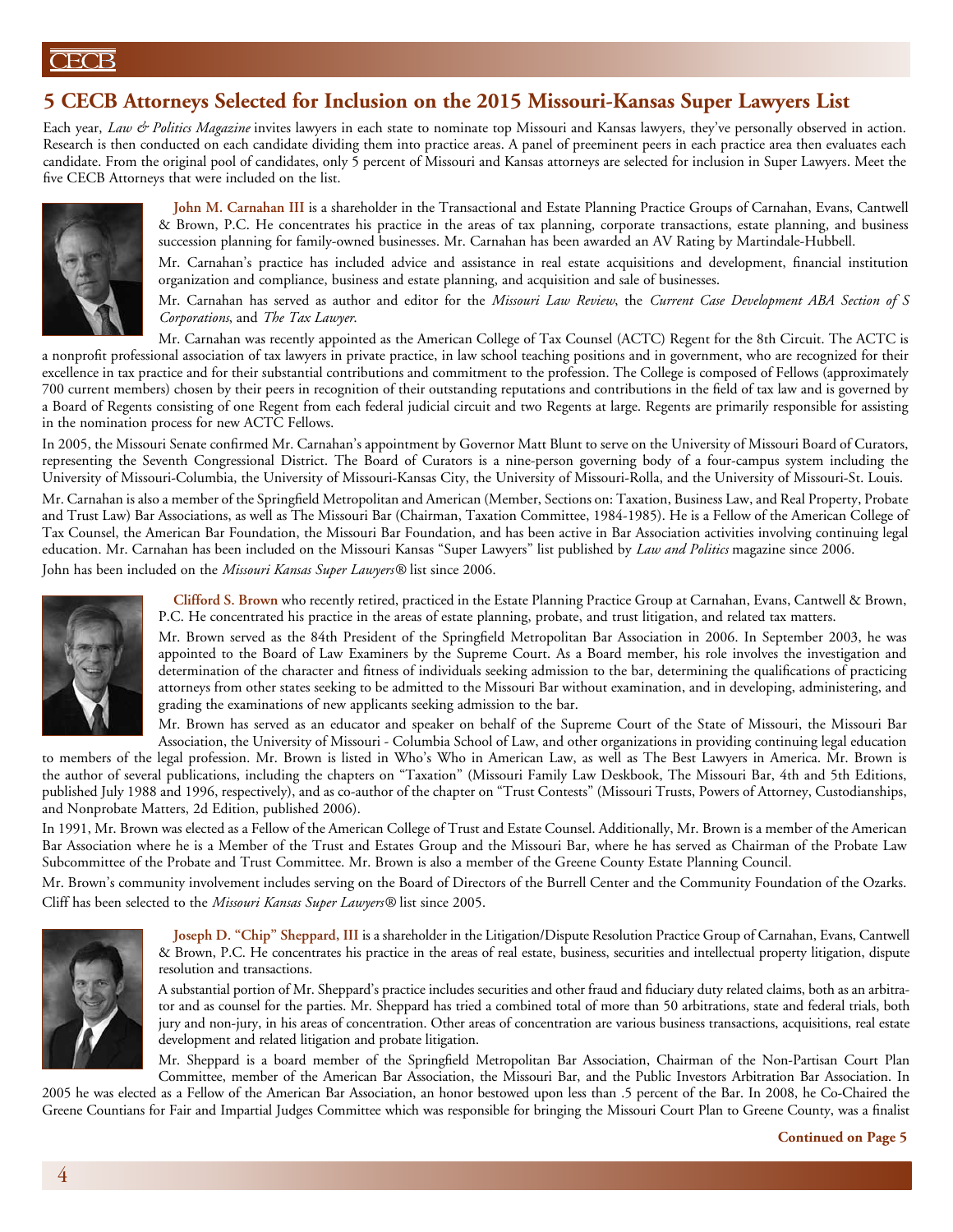## 5 CECB Attorneys Selected for Inclusion on the 2015 Missouri-Kansas Super Lawyers List

Each year, *Law & Politics Magazine* invites lawyers in each state to nominate top Missouri and Kansas lawyers, they've personally observed in action. Research is then conducted on each candidate dividing them into practice areas. A panel of preeminent peers in each practice area then evaluates each candidate. From the original pool of candidates, only 5 percent of Missouri and Kansas attorneys are selected for inclusion in Super Lawyers. Meet the five CECB Attorneys that were included on the list.

**John M. Carnahan III** is a shareholder in the Transactional and Estate Planning Practice Groups of Carnahan, Evans, Cantwell & Brown, P.C. He concentrates his practice in the areas of tax planning, corporate transactions, estate planning, and business succession planning for family-owned businesses. Mr. Carnahan has been awarded an AV Rating by Martindale-Hubbell.

Mr. Carnahan's practice has included advice and assistance in real estate acquisitions and development, financial institution organization and compliance, business and estate planning, and acquisition and sale of businesses.

Mr. Carnahan has served as author and editor for the *Missouri Law Review*, the *Current Case Development ABA Section of S Corporations*, and *The Tax Lawyer*.

Mr. Carnahan was recently appointed as the American College of Tax Counsel (ACTC) Regent for the 8th Circuit. The ACTC is a nonprofit professional association of tax lawyers in private practice, in law school teaching positions and in government, who are recognized for their excellence in tax practice and for their substantial contributions and commitment to the profession. The College is composed of Fellows (approximately 700 current members) chosen by their peers in recognition of their outstanding reputations and contributions in the field of tax law and is governed by a Board of Regents consisting of one Regent from each federal judicial circuit and two Regents at large. Regents are primarily responsible for assisting in the nomination process for new ACTC Fellows.

In 2005, the Missouri Senate confirmed Mr. Carnahan's appointment by Governor Matt Blunt to serve on the University of Missouri Board of Curators, representing the Seventh Congressional District. The Board of Curators is a nine-person governing body of a four-campus system including the University of Missouri-Columbia, the University of Missouri-Kansas City, the University of Missouri-Rolla, and the University of Missouri-St. Louis.

Mr. Carnahan is also a member of the Springfield Metropolitan and American (Member, Sections on: Taxation, Business Law, and Real Property, Probate and Trust Law) Bar Associations, as well as The Missouri Bar (Chairman, Taxation Committee, 1984-1985). He is a Fellow of the American College of Tax Counsel, the American Bar Foundation, the Missouri Bar Foundation, and has been active in Bar Association activities involving continuing legal education. Mr. Carnahan has been included on the Missouri Kansas "Super Lawyers" list published by *Law and Politics* magazine since 2006.

John has been included on the *Missouri Kansas Super Lawyers®* list since 2006.

**Clifford S. Brown** who recently retired, practiced in the Estate Planning Practice Group at Carnahan, Evans, Cantwell & Brown, P.C. He concentrated his practice in the areas of estate planning, probate, and trust litigation, and related tax matters.

Mr. Brown served as the 84th President of the Springfield Metropolitan Bar Association in 2006. In September 2003, he was appointed to the Board of Law Examiners by the Supreme Court. As a Board member, his role involves the investigation and determination of the character and fitness of individuals seeking admission to the bar, determining the qualifications of practicing attorneys from other states seeking to be admitted to the Missouri Bar without examination, and in developing, administering, and grading the examinations of new applicants seeking admission to the bar.

Mr. Brown has served as an educator and speaker on behalf of the Supreme Court of the State of Missouri, the Missouri Bar Association, the University of Missouri - Columbia School of Law, and other organizations in providing continuing legal education to members of the legal profession. Mr. Brown is listed in Who's Who in American Law, as well as The Best Lawyers in America. Mr. Brown is the author of several publications, including the chapters on "Taxation" (Missouri Family Law Deskbook, The Missouri Bar, 4th and 5th Editions, published July 1988 and 1996, respectively), and as co-author of the chapter on "Trust Contests" (Missouri Trusts, Powers of Attorney, Custodianships, and Nonprobate Matters, 2d Edition, published 2006).

In 1991, Mr. Brown was elected as a Fellow of the American College of Trust and Estate Counsel. Additionally, Mr. Brown is a member of the American Bar Association where he is a Member of the Trust and Estates Group and the Missouri Bar, where he has served as Chairman of the Probate Law Subcommittee of the Probate and Trust Committee. Mr. Brown is also a member of the Greene County Estate Planning Council.

Mr. Brown's community involvement includes serving on the Board of Directors of the Burrell Center and the Community Foundation of the Ozarks.

Cliff has been selected to the *Missouri Kansas Super Lawyers®* list since 2005.

**Joseph D. "Chip" Sheppard, III** is a shareholder in the Litigation/Dispute Resolution Practice Group of Carnahan, Evans, Cantwell & Brown, P.C. He concentrates his practice in the areas of real estate, business, securities and intellectual property litigation, dispute resolution and transactions.

A substantial portion of Mr. Sheppard's practice includes securities and other fraud and fiduciary duty related claims, both as an arbitrator and as counsel for the parties. Mr. Sheppard has tried a combined total of more than 50 arbitrations, state and federal trials, both jury and non-jury, in his areas of concentration. Other areas of concentration are various business transactions, acquisitions, real estate development and related litigation and probate litigation.

Mr. Sheppard is a board member of the Springfield Metropolitan Bar Association, Chairman of the Non-Partisan Court Plan Committee, member of the American Bar Association, the Missouri Bar, and the Public Investors Arbitration Bar Association. In 2005 he was elected as a Fellow of the American Bar Association, an honor bestowed upon less than .5 percent of the Bar. In 2008, he Co-Chaired the Greene Countians for Fair and Impartial Judges Committee which was responsible for bringing the Missouri Court Plan to Greene County, was a finalist

**Continued on Page 5**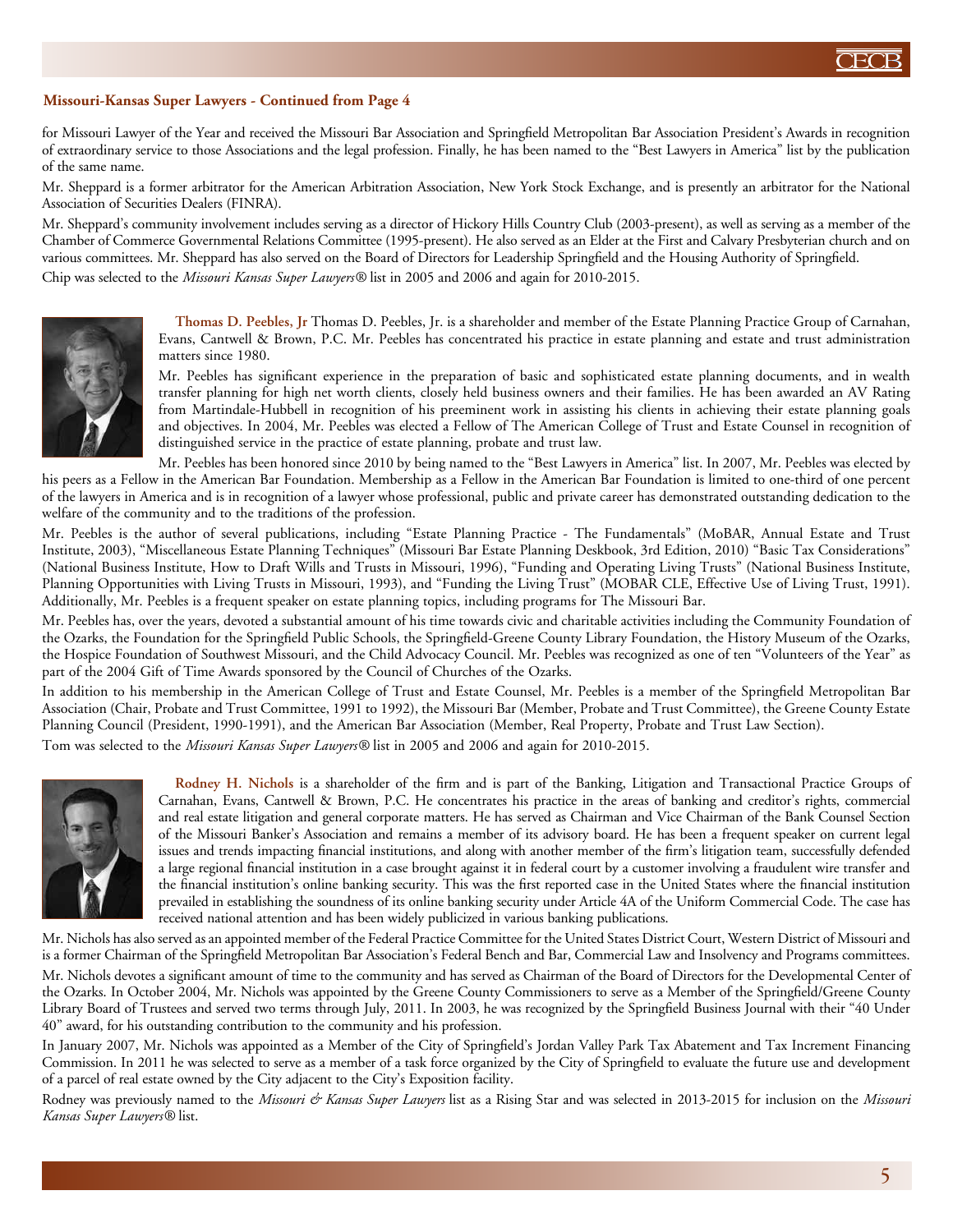**Missouri-Kansas Super Lawyers - Continued from Page 4**

for Missouri Lawyer of the Year and received the Missouri Bar Association and Springfield Metropolitan Bar Association President's Awards in recognition of extraordinary service to those Associations and the legal profession. Finally, he has been named to the "Best Lawyers in America" list by the publication of the same name.

Mr. Sheppard is a former arbitrator for the American Arbitration Association, New York Stock Exchange, and is presently an arbitrator for the National Association of Securities Dealers (FINRA).

Mr. Sheppard's community involvement includes serving as a director of Hickory Hills Country Club (2003-present), as well as serving as a member of the Chamber of Commerce Governmental Relations Committee (1995-present). He also served as an Elder at the First and Calvary Presbyterian church and on various committees. Mr. Sheppard has also served on the Board of Directors for Leadership Springfield and the Housing Authority of Springfield.

Chip was selected to the *Missouri Kansas Super Lawyers®* list in 2005 and 2006 and again for 2010-2015.

**Thomas D. Peebles, Jr** Thomas D. Peebles, Jr. is a shareholder and member of the Estate Planning Practice Group of Carnahan, Evans, Cantwell & Brown, P.C. Mr. Peebles has concentrated his practice in estate planning and estate and trust administration matters since 1980.

Mr. Peebles has significant experience in the preparation of basic and sophisticated estate planning documents, and in wealth transfer planning for high net worth clients, closely held business owners and their families. He has been awarded an AV Rating from Martindale-Hubbell in recognition of his preeminent work in assisting his clients in achieving their estate planning goals and objectives. In 2004, Mr. Peebles was elected a Fellow of The American College of Trust and Estate Counsel in recognition of distinguished service in the practice of estate planning, probate and trust law.

Mr. Peebles has been honored since 2010 by being named to the "Best Lawyers in America" list. In 2007, Mr. Peebles was elected by his peers as a Fellow in the American Bar Foundation. Membership as a Fellow in the American Bar Foundation is limited to one-third of one percent of the lawyers in America and is in recognition of a lawyer whose professional, public and private career has demonstrated outstanding dedication to the welfare of the community and to the traditions of the profession.

Mr. Peebles is the author of several publications, including "Estate Planning Practice - The Fundamentals" (MoBAR, Annual Estate and Trust Institute, 2003), "Miscellaneous Estate Planning Techniques" (Missouri Bar Estate Planning Deskbook, 3rd Edition, 2010) "Basic Tax Considerations" (National Business Institute, How to Draft Wills and Trusts in Missouri, 1996), "Funding and Operating Living Trusts" (National Business Institute, Planning Opportunities with Living Trusts in Missouri, 1993), and "Funding the Living Trust" (MOBAR CLE, Effective Use of Living Trust, 1991). Additionally, Mr. Peebles is a frequent speaker on estate planning topics, including programs for The Missouri Bar.

Mr. Peebles has, over the years, devoted a substantial amount of his time towards civic and charitable activities including the Community Foundation of the Ozarks, the Foundation for the Springfield Public Schools, the Springfield-Greene County Library Foundation, the History Museum of the Ozarks, the Hospice Foundation of Southwest Missouri, and the Child Advocacy Council. Mr. Peebles was recognized as one of ten "Volunteers of the Year" as part of the 2004 Gift of Time Awards sponsored by the Council of Churches of the Ozarks.

In addition to his membership in the American College of Trust and Estate Counsel, Mr. Peebles is a member of the Springfield Metropolitan Bar Association (Chair, Probate and Trust Committee, 1991 to 1992), the Missouri Bar (Member, Probate and Trust Committee), the Greene County Estate Planning Council (President, 1990-1991), and the American Bar Association (Member, Real Property, Probate and Trust Law Section).

Tom was selected to the *Missouri Kansas Super Lawyers®* list in 2005 and 2006 and again for 2010-2015.

**Rodney H. Nichols** is a shareholder of the firm and is part of the Banking, Litigation and Transactional Practice Groups of Carnahan, Evans, Cantwell & Brown, P.C. He concentrates his practice in the areas of banking and creditor's rights, commercial and real estate litigation and general corporate matters. He has served as Chairman and Vice Chairman of the Bank Counsel Section of the Missouri Banker's Association and remains a member of its advisory board. He has been a frequent speaker on current legal issues and trends impacting financial institutions, and along with another member of the firm's litigation team, successfully defended a large regional financial institution in a case brought against it in federal court by a customer involving a fraudulent wire transfer and the financial institution's online banking security. This was the first reported case in the United States where the financial institution prevailed in establishing the soundness of its online banking security under Article 4A of the Uniform Commercial Code. The case has received national attention and has been widely publicized in various banking publications.

Mr. Nichols has also served as an appointed member of the Federal Practice Committee for the United States District Court, Western District of Missouri and is a former Chairman of the Springfield Metropolitan Bar Association's Federal Bench and Bar, Commercial Law and Insolvency and Programs committees.

Mr. Nichols devotes a significant amount of time to the community and has served as Chairman of the Board of Directors for the Developmental Center of the Ozarks. In October 2004, Mr. Nichols was appointed by the Greene County Commissioners to serve as a Member of the Springfield/Greene County Library Board of Trustees and served two terms through July, 2011. In 2003, he was recognized by the Springfield Business Journal with their "40 Under 40" award, for his outstanding contribution to the community and his profession.

In January 2007, Mr. Nichols was appointed as a Member of the City of Springfield's Jordan Valley Park Tax Abatement and Tax Increment Financing Commission. In 2011 he was selected to serve as a member of a task force organized by the City of Springfield to evaluate the future use and development of a parcel of real estate owned by the City adjacent to the City's Exposition facility.

Rodney was previously named to the *Missouri & Kansas Super Lawyers* list as a Rising Star and was selected in 2013-2015 for inclusion on the *Missouri Kansas Super Lawyers®* list.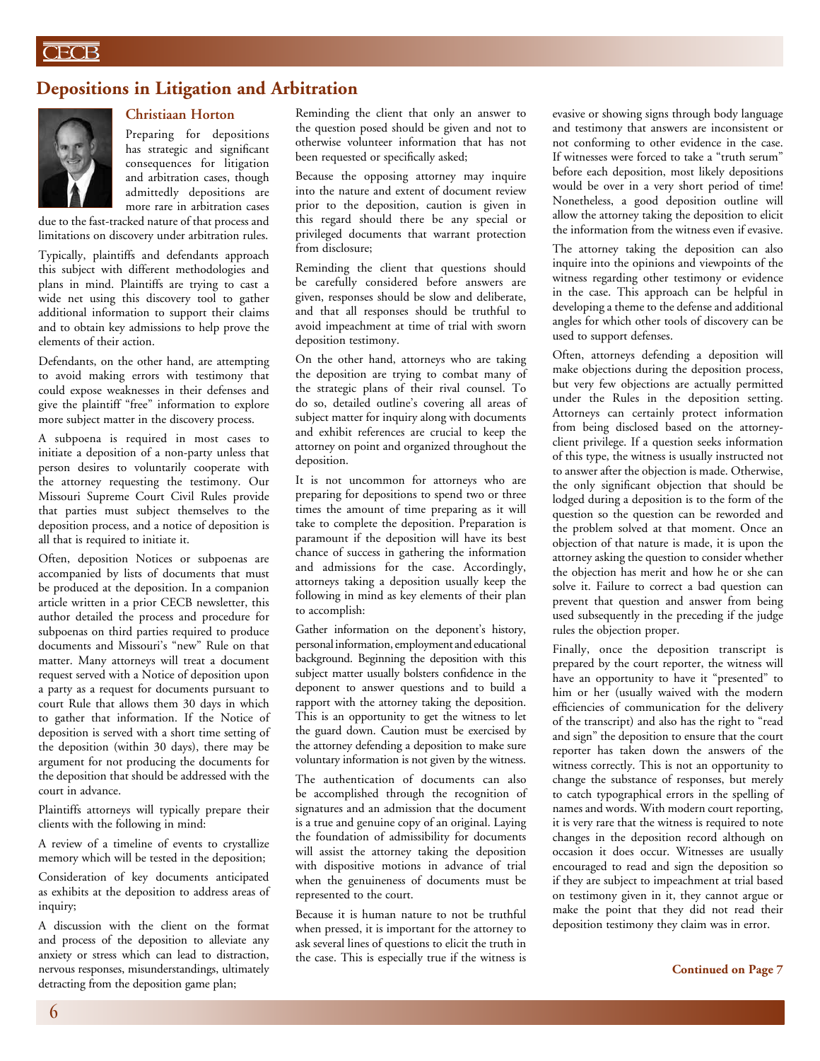## Depositions in Litigation and Arbitration

### Christiaan Horton

Preparing for depositions has strategic and significant consequences for litigation and arbitration cases, though admittedly depositions are more rare in arbitration cases due to the fast-tracked nature of that process and limitations on discovery under arbitration rules.

Typically, plaintiffs and defendants approach this subject with different methodologies and plans in mind. Plaintiffs are trying to cast a wide net using this discovery tool to gather additional information to support their claims and to obtain key admissions to help prove the elements of their action.

Defendants, on the other hand, are attempting to avoid making errors with testimony that could expose weaknesses in their defenses and give the plaintiff "free" information to explore more subject matter in the discovery process.

A subpoena is required in most cases to initiate a deposition of a non-party unless that person desires to voluntarily cooperate with the attorney requesting the testimony. Our Missouri Supreme Court Civil Rules provide that parties must subject themselves to the deposition process, and a notice of deposition is all that is required to initiate it.

Often, deposition Notices or subpoenas are accompanied by lists of documents that must be produced at the deposition. In a companion article written in a prior CECB newsletter, this author detailed the process and procedure for subpoenas on third parties required to produce documents and Missouri's "new" Rule on that matter. Many attorneys will treat a document request served with a Notice of deposition upon a party as a request for documents pursuant to court Rule that allows them 30 days in which to gather that information. If the Notice of deposition is served with a short time setting of the deposition (within 30 days), there may be argument for not producing the documents for the deposition that should be addressed with the court in advance.

Plaintiffs attorneys will typically prepare their clients with the following in mind:

A review of a timeline of events to crystallize memory which will be tested in the deposition;

Consideration of key documents anticipated as exhibits at the deposition to address areas of inquiry;

A discussion with the client on the format and process of the deposition to alleviate any anxiety or stress which can lead to distraction, nervous responses, misunderstandings, ultimately detracting from the deposition game plan;

Reminding the client that only an answer to the question posed should be given and not to otherwise volunteer information that has not been requested or specifically asked;

Because the opposing attorney may inquire into the nature and extent of document review prior to the deposition, caution is given in this regard should there be any special or privileged documents that warrant protection from disclosure;

Reminding the client that questions should be carefully considered before answers are given, responses should be slow and deliberate, and that all responses should be truthful to avoid impeachment at time of trial with sworn deposition testimony.

On the other hand, attorneys who are taking the deposition are trying to combat many of the strategic plans of their rival counsel. To do so, detailed outline's covering all areas of subject matter for inquiry along with documents and exhibit references are crucial to keep the attorney on point and organized throughout the deposition.

It is not uncommon for attorneys who are preparing for depositions to spend two or three times the amount of time preparing as it will take to complete the deposition. Preparation is paramount if the deposition will have its best chance of success in gathering the information and admissions for the case. Accordingly, attorneys taking a deposition usually keep the following in mind as key elements of their plan to accomplish:

Gather information on the deponent's history, personal information, employment and educational background. Beginning the deposition with this subject matter usually bolsters confidence in the deponent to answer questions and to build a rapport with the attorney taking the deposition. This is an opportunity to get the witness to let the guard down. Caution must be exercised by the attorney defending a deposition to make sure voluntary information is not given by the witness.

The authentication of documents can also be accomplished through the recognition of signatures and an admission that the document is a true and genuine copy of an original. Laying the foundation of admissibility for documents will assist the attorney taking the deposition with dispositive motions in advance of trial when the genuineness of documents must be represented to the court.

Because it is human nature to not be truthful when pressed, it is important for the attorney to ask several lines of questions to elicit the truth in the case. This is especially true if the witness is evasive or showing signs through body language and testimony that answers are inconsistent or not conforming to other evidence in the case. If witnesses were forced to take a "truth serum" before each deposition, most likely depositions would be over in a very short period of time! Nonetheless, a good deposition outline will allow the attorney taking the deposition to elicit the information from the witness even if evasive.

The attorney taking the deposition can also inquire into the opinions and viewpoints of the witness regarding other testimony or evidence in the case. This approach can be helpful in developing a theme to the defense and additional angles for which other tools of discovery can be used to support defenses.

Often, attorneys defending a deposition will make objections during the deposition process, but very few objections are actually permitted under the Rules in the deposition setting. Attorneys can certainly protect information from being disclosed based on the attorney-client privilege. If a question seeks information of this type, the witness is usually instructed not to answer after the objection is made. Otherwise, the only significant objection that should be lodged during a deposition is to the form of the question so the question can be reworded and the problem solved at that moment. Once an objection of that nature is made, it is upon the attorney asking the question to consider whether the objection has merit and how he or she can solve it. Failure to correct a bad question can prevent that question and answer from being used subsequently in the preceding if the judge rules the objection proper.

Finally, once the deposition transcript is prepared by the court reporter, the witness will have an opportunity to have it "presented" to him or her (usually waived with the modern efficiencies of communication for the delivery of the transcript) and also has the right to "read and sign" the deposition to ensure that the court reporter has taken down the answers of the witness correctly. This is not an opportunity to change the substance of responses, but merely to catch typographical errors in the spelling of names and words. With modern court reporting, it is very rare that the witness is required to note changes in the deposition record although on occasion it does occur. Witnesses are usually encouraged to read and sign the deposition so if they are subject to impeachment at trial based on testimony given in it, they cannot argue or make the point that they did not read their deposition testimony they claim was in error.

**Continued on Page 7**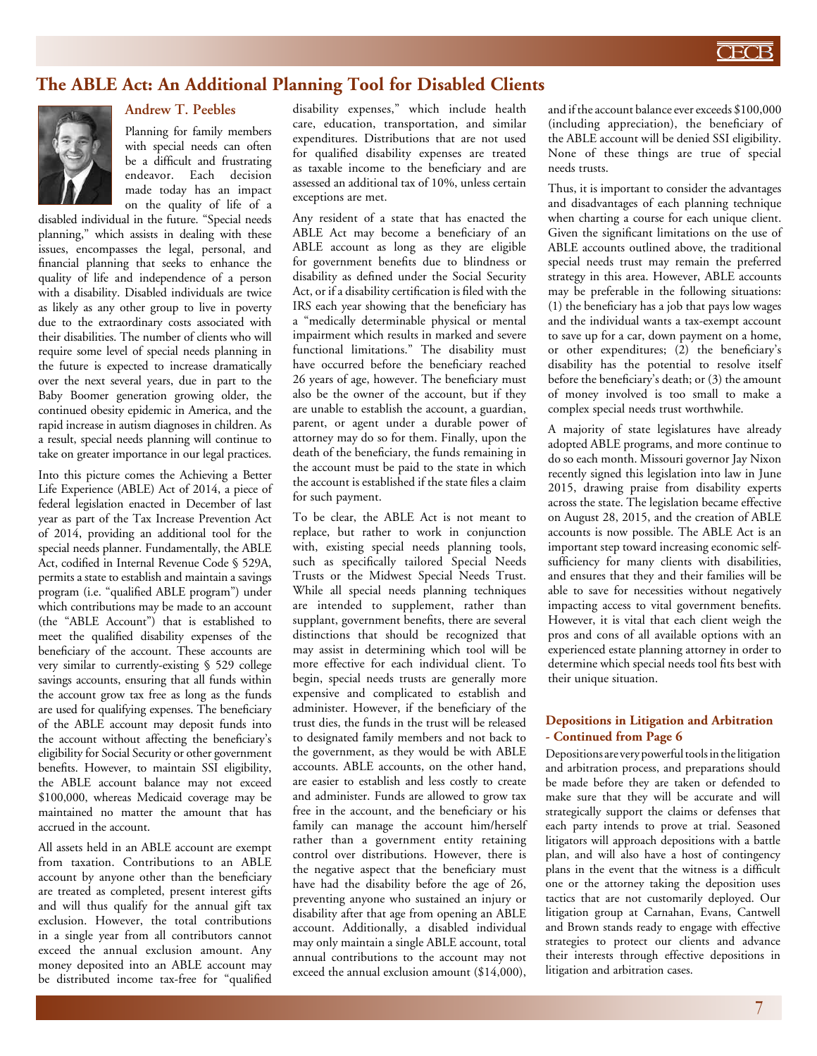## The ABLE Act: An Additional Planning Tool for Disabled Clients

**Andrew T. Peebles**

Planning for family members with special needs can often be a difficult and frustrating endeavor. Each decision made today has an impact on the quality of life of a disabled individual in the future. "Special needs planning," which assists in dealing with these issues, encompasses the legal, personal, and financial planning that seeks to enhance the quality of life and independence of a person with a disability. Disabled individuals are twice as likely as any other group to live in poverty due to the extraordinary costs associated with their disabilities. The number of clients who will require some level of special needs planning in the future is expected to increase dramatically over the next several years, due in part to the Baby Boomer generation growing older, the continued obesity epidemic in America, and the rapid increase in autism diagnoses in children. As a result, special needs planning will continue to take on greater importance in our legal practices.

Into this picture comes the Achieving a Better Life Experience (ABLE) Act of 2014, a piece of federal legislation enacted in December of last year as part of the Tax Increase Prevention Act of 2014, providing an additional tool for the special needs planner. Fundamentally, the ABLE Act, codified in Internal Revenue Code § 529A, permits a state to establish and maintain a savings program (i.e. "qualified ABLE program") under which contributions may be made to an account (the "ABLE Account") that is established to meet the qualified disability expenses of the beneficiary of the account. These accounts are very similar to currently-existing § 529 college savings accounts, ensuring that all funds within the account grow tax free as long as the funds are used for qualifying expenses. The beneficiary of the ABLE account may deposit funds into the account without affecting the beneficiary's eligibility for Social Security or other government benefits. However, to maintain SSI eligibility, the ABLE account balance may not exceed $100,000, whereas Medicaid coverage may be maintained no matter the amount that has accrued in the account.

All assets held in an ABLE account are exempt from taxation. Contributions to an ABLE account by anyone other than the beneficiary are treated as completed, present interest gifts and will thus qualify for the annual gift tax exclusion. However, the total contributions in a single year from all contributors cannot exceed the annual exclusion amount. Any money deposited into an ABLE account may be distributed income tax-free for "qualified disability expenses," which include health care, education, transportation, and similar expenditures. Distributions that are not used for qualified disability expenses are treated as taxable income to the beneficiary and are assessed an additional tax of 10%, unless certain exceptions are met.

Any resident of a state that has enacted the ABLE Act may become a beneficiary of an ABLE account as long as they are eligible for government benefits due to blindness or disability as defined under the Social Security Act, or if a disability certification is filed with the IRS each year showing that the beneficiary has a "medically determinable physical or mental impairment which results in marked and severe functional limitations." The disability must have occurred before the beneficiary reached 26 years of age, however. The beneficiary must also be the owner of the account, but if they are unable to establish the account, a guardian, parent, or agent under a durable power of attorney may do so for them. Finally, upon the death of the beneficiary, the funds remaining in the account must be paid to the state in which the account is established if the state files a claim for such payment.

To be clear, the ABLE Act is not meant to replace, but rather to work in conjunction with, existing special needs planning tools, such as specifically tailored Special Needs Trusts or the Midwest Special Needs Trust. While all special needs planning techniques are intended to supplement, rather than supplant, government benefits, there are several distinctions that should be recognized that may assist in determining which tool will be more effective for each individual client. To begin, special needs trusts are generally more expensive and complicated to establish and administer. However, if the beneficiary of the trust dies, the funds in the trust will be released to designated family members and not back to the government, as they would be with ABLE accounts. ABLE accounts, on the other hand, are easier to establish and less costly to create and administer. Funds are allowed to grow tax free in the account, and the beneficiary or his family can manage the account him/herself rather than a government entity retaining control over distributions. However, there is the negative aspect that the beneficiary must have had the disability before the age of 26, preventing anyone who sustained an injury or disability after that age from opening an ABLE account. Additionally, a disabled individual may only maintain a single ABLE account, total annual contributions to the account may not exceed the annual exclusion amount ($14,000), and if the account balance ever exceeds $100,000 (including appreciation), the beneficiary of the ABLE account will be denied SSI eligibility. None of these things are true of special needs trusts.

Thus, it is important to consider the advantages and disadvantages of each planning technique when charting a course for each unique client. Given the significant limitations on the use of ABLE accounts outlined above, the traditional special needs trust may remain the preferred strategy in this area. However, ABLE accounts may be preferable in the following situations: (1) the beneficiary has a job that pays low wages and the individual wants a tax-exempt account to save up for a car, down payment on a home, or other expenditures; (2) the beneficiary's disability has the potential to resolve itself before the beneficiary's death; or (3) the amount of money involved is too small to make a complex special needs trust worthwhile.

A majority of state legislatures have already adopted ABLE programs, and more continue to do so each month. Missouri governor Jay Nixon recently signed this legislation into law in June 2015, drawing praise from disability experts across the state. The legislation became effective on August 28, 2015, and the creation of ABLE accounts is now possible. The ABLE Act is an important step toward increasing economic self-sufficiency for many clients with disabilities, and ensures that they and their families will be able to save for necessities without negatively impacting access to vital government benefits. However, it is vital that each client weigh the pros and cons of all available options with an experienced estate planning attorney in order to determine which special needs tool fits best with their unique situation.

### Depositions in Litigation and Arbitration - Continued from Page 6

Depositions are very powerful tools in the litigation and arbitration process, and preparations should be made before they are taken or defended to make sure that they will be accurate and will strategically support the claims or defenses that each party intends to prove at trial. Seasoned litigators will approach depositions with a battle plan, and will also have a host of contingency plans in the event that the witness is a difficult one or the attorney taking the deposition uses tactics that are not customarily deployed. Our litigation group at Carnahan, Evans, Cantwell and Brown stands ready to engage with effective strategies to protect our clients and advance their interests through effective depositions in litigation and arbitration cases.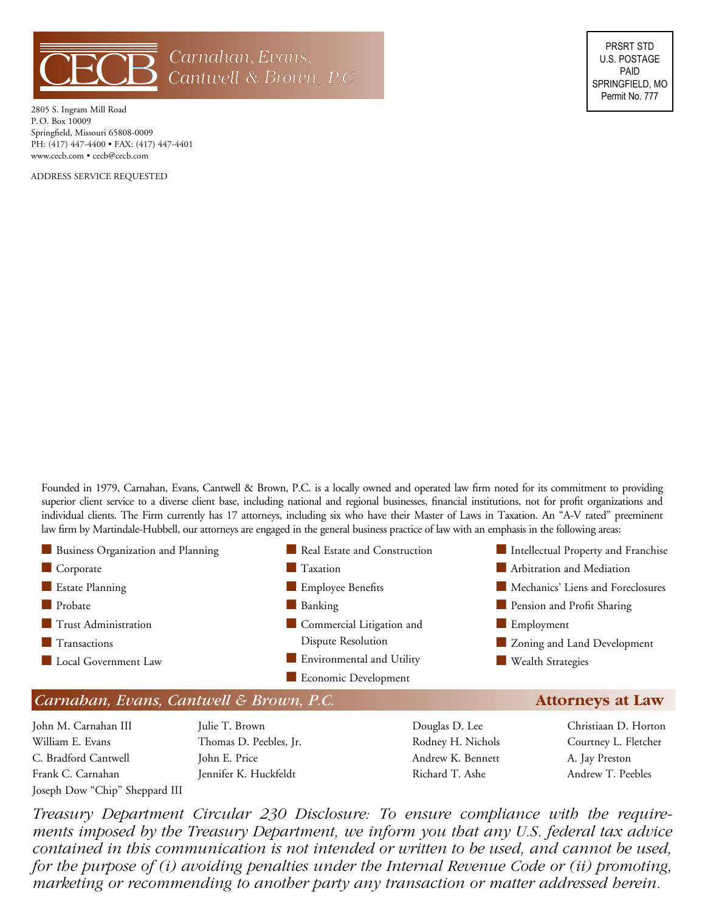**CECB** Carnahan, Evans, Cantwell & Brown, P.C.

2805 S. Ingram Mill Road
P.O. Box 10009
Springfield, Missouri 65808-0009
PH: (417) 447-4400 • FAX: (417) 447-4401
www.cecb.com • cecb@cecb.com

ADDRESS SERVICE REQUESTED

PRSRT STD
U.S. POSTAGE
PAID
SPRINGFIELD, MO
Permit No. 777

Founded in 1979, Carnahan, Evans, Cantwell & Brown, P.C. is a locally owned and operated law firm noted for its commitment to providing superior client service to a diverse client base, including national and regional businesses, financial institutions, not for profit organizations and individual clients. The Firm currently has 17 attorneys, including six who have their Master of Laws in Taxation. An "A-V rated" preeminent law firm by Martindale-Hubbell, our attorneys are engaged in the general business practice of law with an emphasis in the following areas:

- Business Organization and Planning
- Corporate
- Estate Planning
- Probate
- Trust Administration
- Transactions
- Local Government Law
- Real Estate and Construction
- Taxation
- Employee Benefits
- Banking
- Commercial Litigation and Dispute Resolution
- Environmental and Utility
- Economic Development
- Intellectual Property and Franchise
- Arbitration and Mediation
- Mechanics' Liens and Foreclosures
- Pension and Profit Sharing
- Employment
- Zoning and Land Development
- Wealth Strategies

## *Carnahan, Evans, Cantwell & Brown, P.C.* — Attorneys at Law

John M. Carnahan III
William E. Evans
C. Bradford Cantwell
Frank C. Carnahan
Joseph Dow "Chip" Sheppard III
Julie T. Brown
Thomas D. Peebles, Jr.
John E. Price
Jennifer K. Huckfeldt
Douglas D. Lee
Rodney H. Nichols
Andrew K. Bennett
Richard T. Ashe
Christiaan D. Horton
Courtney L. Fletcher
A. Jay Preston
Andrew T. Peebles

*Treasury Department Circular 230 Disclosure: To ensure compliance with the requirements imposed by the Treasury Department, we inform you that any U.S. federal tax advice contained in this communication is not intended or written to be used, and cannot be used, for the purpose of (i) avoiding penalties under the Internal Revenue Code or (ii) promoting, marketing or recommending to another party any transaction or matter addressed herein.*